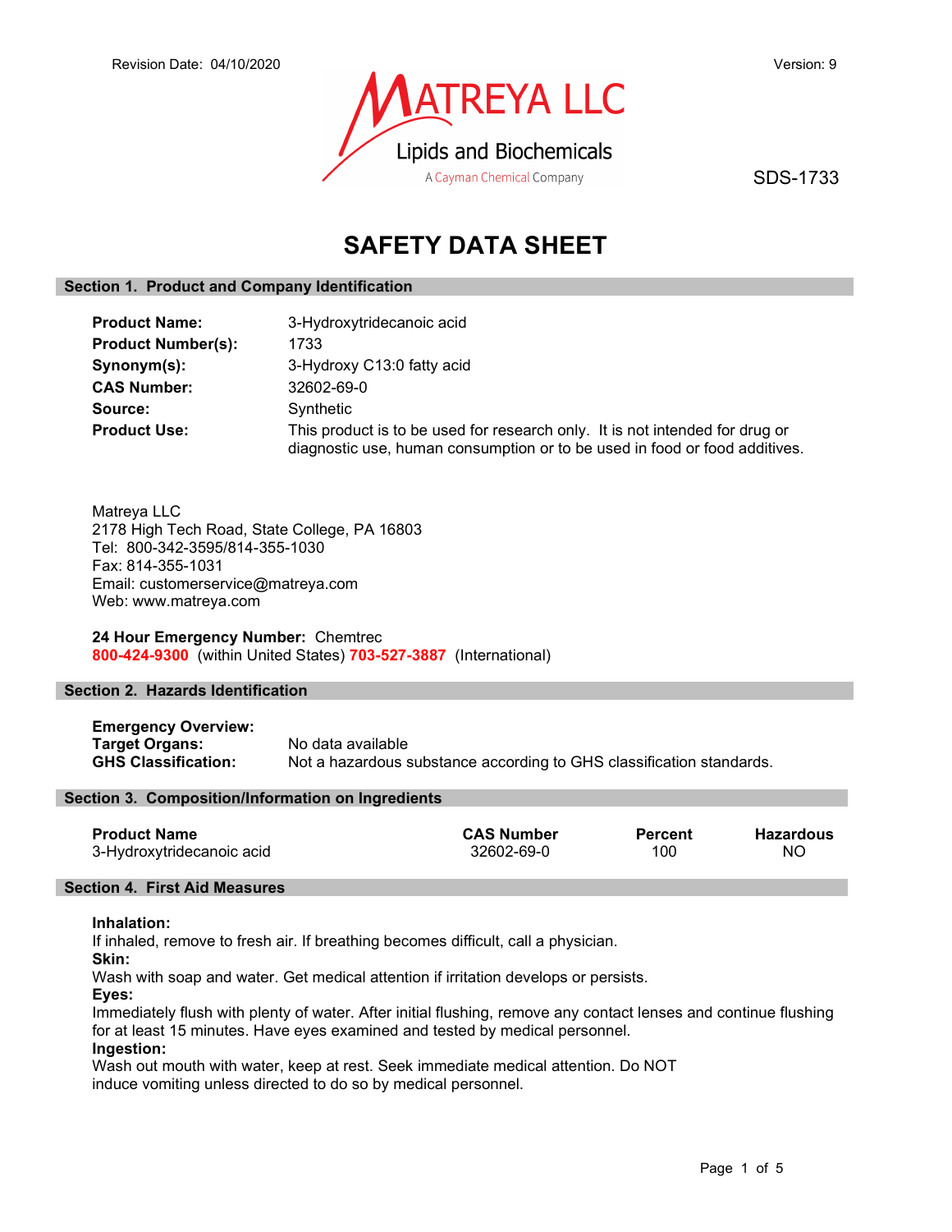Revision Date: 04/10/2020

Version: 9

MATREYA LLC

Lipids and Biochemicals

A Cayman Chemical Company

SDS-1733

# SAFETY DATA SHEET

## Section 1. Product and Company Identification

**Product Name:** 3-Hydroxytridecanoic acid

**Product Number(s):** 1733

**Synonym(s):** 3-Hydroxy C13:0 fatty acid

**CAS Number:** 32602-69-0

**Source:** Synthetic

**Product Use:** This product is to be used for research only. It is not intended for drug or diagnostic use, human consumption or to be used in food or food additives.

Matreya LLC
2178 High Tech Road, State College, PA 16803
Tel: 800-342-3595/814-355-1030
Fax: 814-355-1031
Email: customerservice@matreya.com
Web: www.matreya.com

**24 Hour Emergency Number:** Chemtrec
**800-424-9300** (within United States) **703-527-3887** (International)

## Section 2. Hazards Identification

**Emergency Overview:**

**Target Organs:** No data available

**GHS Classification:** Not a hazardous substance according to GHS classification standards.

## Section 3. Composition/Information on Ingredients

| Product Name | CAS Number | Percent | Hazardous |
|---|---|---|---|
| 3-Hydroxytridecanoic acid | 32602-69-0 | 100 | NO |

## Section 4. First Aid Measures

**Inhalation:**
If inhaled, remove to fresh air. If breathing becomes difficult, call a physician.

**Skin:**
Wash with soap and water. Get medical attention if irritation develops or persists.

**Eyes:**
Immediately flush with plenty of water. After initial flushing, remove any contact lenses and continue flushing for at least 15 minutes. Have eyes examined and tested by medical personnel.

**Ingestion:**
Wash out mouth with water, keep at rest. Seek immediate medical attention. Do NOT induce vomiting unless directed to do so by medical personnel.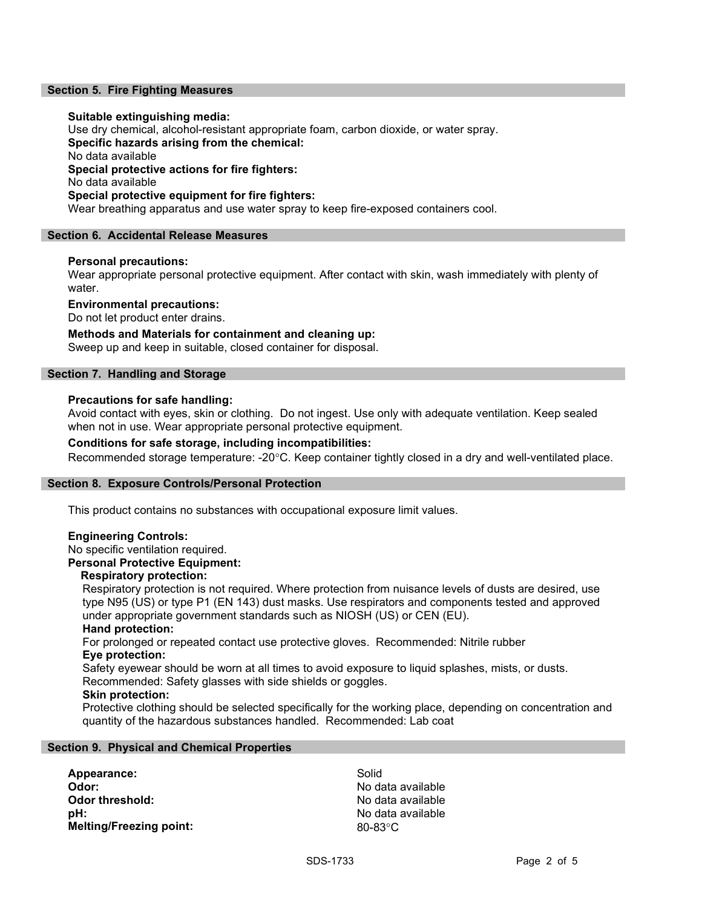## Section 5. Fire Fighting Measures

**Suitable extinguishing media:**
Use dry chemical, alcohol-resistant appropriate foam, carbon dioxide, or water spray.

**Specific hazards arising from the chemical:**
No data available

**Special protective actions for fire fighters:**
No data available

**Special protective equipment for fire fighters:**
Wear breathing apparatus and use water spray to keep fire-exposed containers cool.

## Section 6. Accidental Release Measures

**Personal precautions:**
Wear appropriate personal protective equipment. After contact with skin, wash immediately with plenty of water.

**Environmental precautions:**
Do not let product enter drains.

**Methods and Materials for containment and cleaning up:**
Sweep up and keep in suitable, closed container for disposal.

## Section 7. Handling and Storage

**Precautions for safe handling:**
Avoid contact with eyes, skin or clothing. Do not ingest. Use only with adequate ventilation. Keep sealed when not in use. Wear appropriate personal protective equipment.

**Conditions for safe storage, including incompatibilities:**
Recommended storage temperature: -20°C. Keep container tightly closed in a dry and well-ventilated place.

## Section 8. Exposure Controls/Personal Protection

This product contains no substances with occupational exposure limit values.

**Engineering Controls:**
No specific ventilation required.

**Personal Protective Equipment:**

**Respiratory protection:**
Respiratory protection is not required. Where protection from nuisance levels of dusts are desired, use type N95 (US) or type P1 (EN 143) dust masks. Use respirators and components tested and approved under appropriate government standards such as NIOSH (US) or CEN (EU).

**Hand protection:**
For prolonged or repeated contact use protective gloves. Recommended: Nitrile rubber

**Eye protection:**
Safety eyewear should be worn at all times to avoid exposure to liquid splashes, mists, or dusts. Recommended: Safety glasses with side shields or goggles.

**Skin protection:**
Protective clothing should be selected specifically for the working place, depending on concentration and quantity of the hazardous substances handled. Recommended: Lab coat

## Section 9. Physical and Chemical Properties

| | |
|---|---|
| **Appearance:** | Solid |
| **Odor:** | No data available |
| **Odor threshold:** | No data available |
| **pH:** | No data available |
| **Melting/Freezing point:** | 80-83°C |

SDS-1733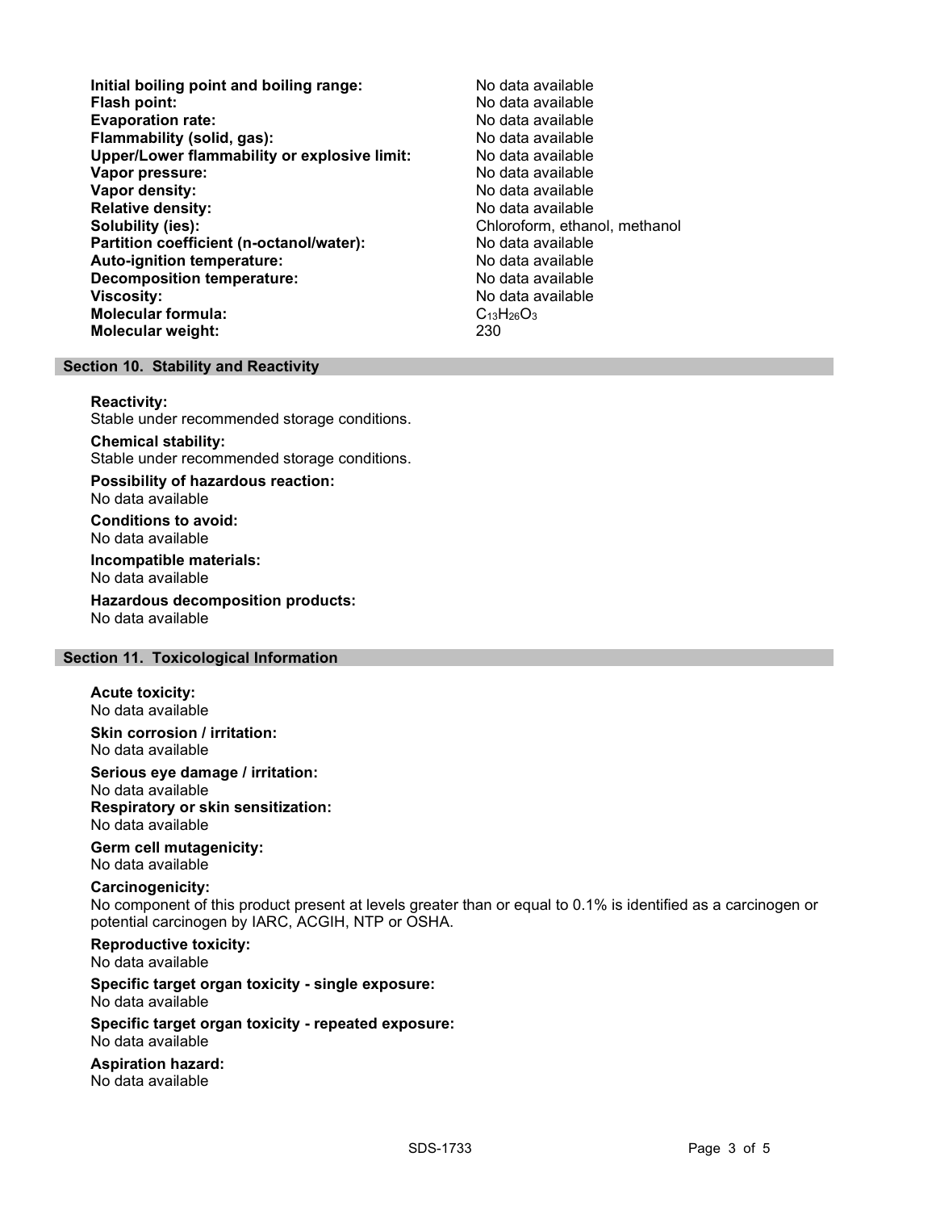**Initial boiling point and boiling range:** No data available
**Flash point:** No data available
**Evaporation rate:** No data available
**Flammability (solid, gas):** No data available
**Upper/Lower flammability or explosive limit:** No data available
**Vapor pressure:** No data available
**Vapor density:** No data available
**Relative density:** No data available
**Solubility (ies):** Chloroform, ethanol, methanol
**Partition coefficient (n-octanol/water):** No data available
**Auto-ignition temperature:** No data available
**Decomposition temperature:** No data available
**Viscosity:** No data available
**Molecular formula:** $C_{13}H_{26}O_3$
**Molecular weight:** 230

## Section 10. Stability and Reactivity

**Reactivity:**
Stable under recommended storage conditions.

**Chemical stability:**
Stable under recommended storage conditions.

**Possibility of hazardous reaction:**
No data available

**Conditions to avoid:**
No data available

**Incompatible materials:**
No data available

**Hazardous decomposition products:**
No data available

## Section 11. Toxicological Information

**Acute toxicity:**
No data available

**Skin corrosion / irritation:**
No data available

**Serious eye damage / irritation:**
No data available

**Respiratory or skin sensitization:**
No data available

**Germ cell mutagenicity:**
No data available

**Carcinogenicity:**
No component of this product present at levels greater than or equal to 0.1% is identified as a carcinogen or potential carcinogen by IARC, ACGIH, NTP or OSHA.

**Reproductive toxicity:**
No data available

**Specific target organ toxicity - single exposure:**
No data available

**Specific target organ toxicity - repeated exposure:**
No data available

**Aspiration hazard:**
No data available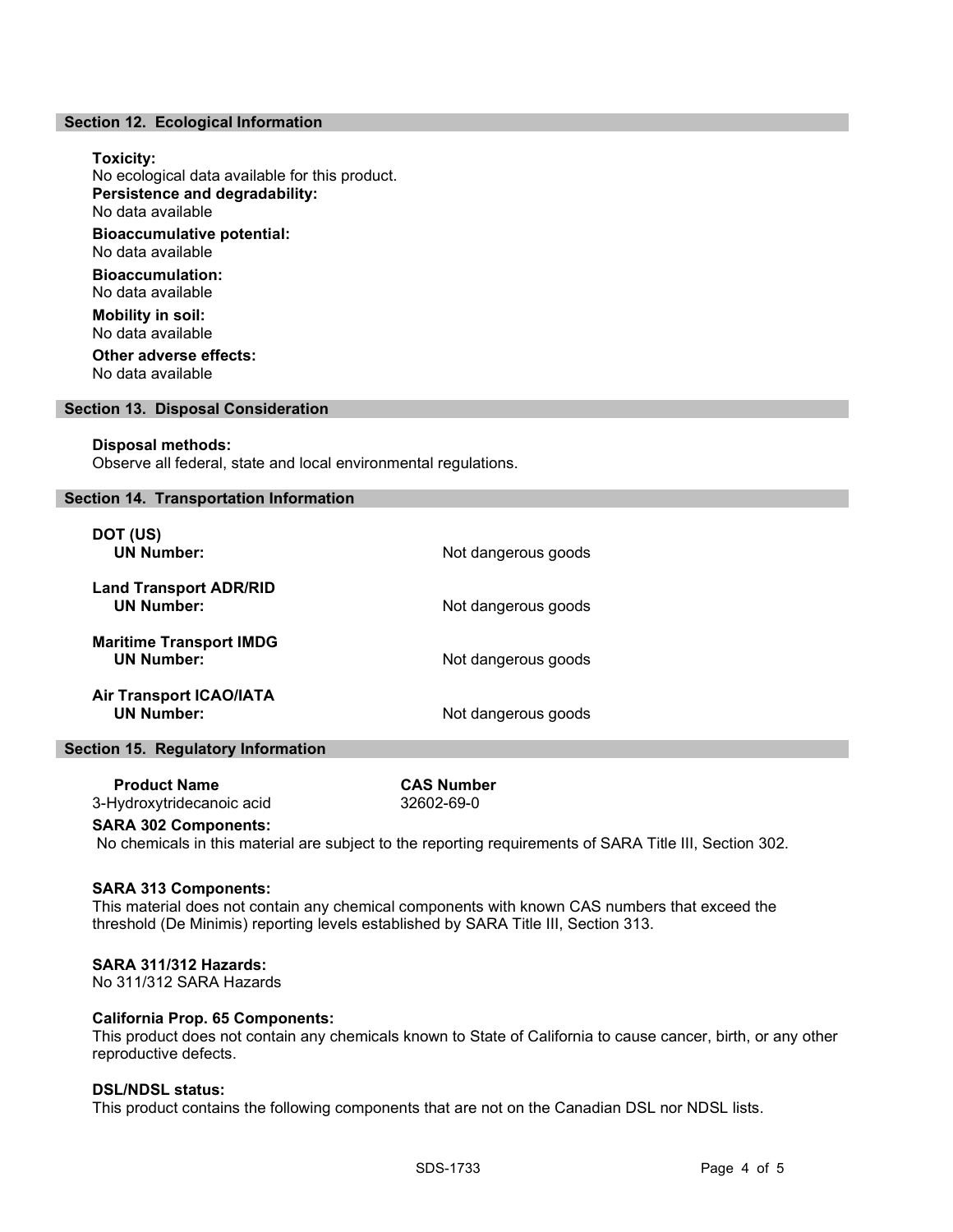## Section 12. Ecological Information

**Toxicity:**
No ecological data available for this product.

**Persistence and degradability:**
No data available

**Bioaccumulative potential:**
No data available

**Bioaccumulation:**
No data available

**Mobility in soil:**
No data available

**Other adverse effects:**
No data available

## Section 13. Disposal Consideration

**Disposal methods:**
Observe all federal, state and local environmental regulations.

## Section 14. Transportation Information

| | |
|---|---|
| **DOT (US)** | |
| **UN Number:** | Not dangerous goods |
| **Land Transport ADR/RID** | |
| **UN Number:** | Not dangerous goods |
| **Maritime Transport IMDG** | |
| **UN Number:** | Not dangerous goods |
| **Air Transport ICAO/IATA** | |
| **UN Number:** | Not dangerous goods |

## Section 15. Regulatory Information

| Product Name | CAS Number |
|---|---|
| 3-Hydroxytridecanoic acid | 32602-69-0 |

**SARA 302 Components:**
No chemicals in this material are subject to the reporting requirements of SARA Title III, Section 302.

**SARA 313 Components:**
This material does not contain any chemical components with known CAS numbers that exceed the threshold (De Minimis) reporting levels established by SARA Title III, Section 313.

**SARA 311/312 Hazards:**
No 311/312 SARA Hazards

**California Prop. 65 Components:**
This product does not contain any chemicals known to State of California to cause cancer, birth, or any other reproductive defects.

**DSL/NDSL status:**
This product contains the following components that are not on the Canadian DSL nor NDSL lists.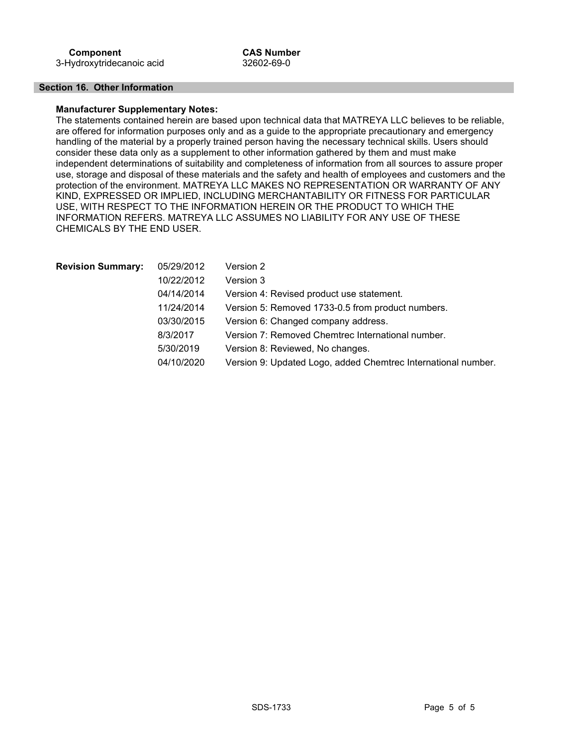| Component | CAS Number |
| --- | --- |
| 3-Hydroxytridecanoic acid | 32602-69-0 |

## Section 16. Other Information

**Manufacturer Supplementary Notes:**

The statements contained herein are based upon technical data that MATREYA LLC believes to be reliable, are offered for information purposes only and as a guide to the appropriate precautionary and emergency handling of the material by a properly trained person having the necessary technical skills. Users should consider these data only as a supplement to other information gathered by them and must make independent determinations of suitability and completeness of information from all sources to assure proper use, storage and disposal of these materials and the safety and health of employees and customers and the protection of the environment. MATREYA LLC MAKES NO REPRESENTATION OR WARRANTY OF ANY KIND, EXPRESSED OR IMPLIED, INCLUDING MERCHANTABILITY OR FITNESS FOR PARTICULAR USE, WITH RESPECT TO THE INFORMATION HEREIN OR THE PRODUCT TO WHICH THE INFORMATION REFERS. MATREYA LLC ASSUMES NO LIABILITY FOR ANY USE OF THESE CHEMICALS BY THE END USER.

| | | |
| --- | --- | --- |
| **Revision Summary:** | 05/29/2012 | Version 2 |
| | 10/22/2012 | Version 3 |
| | 04/14/2014 | Version 4: Revised product use statement. |
| | 11/24/2014 | Version 5: Removed 1733-0.5 from product numbers. |
| | 03/30/2015 | Version 6: Changed company address. |
| | 8/3/2017 | Version 7: Removed Chemtrec International number. |
| | 5/30/2019 | Version 8: Reviewed, No changes. |
| | 04/10/2020 | Version 9: Updated Logo, added Chemtrec International number. |

SDS-1733